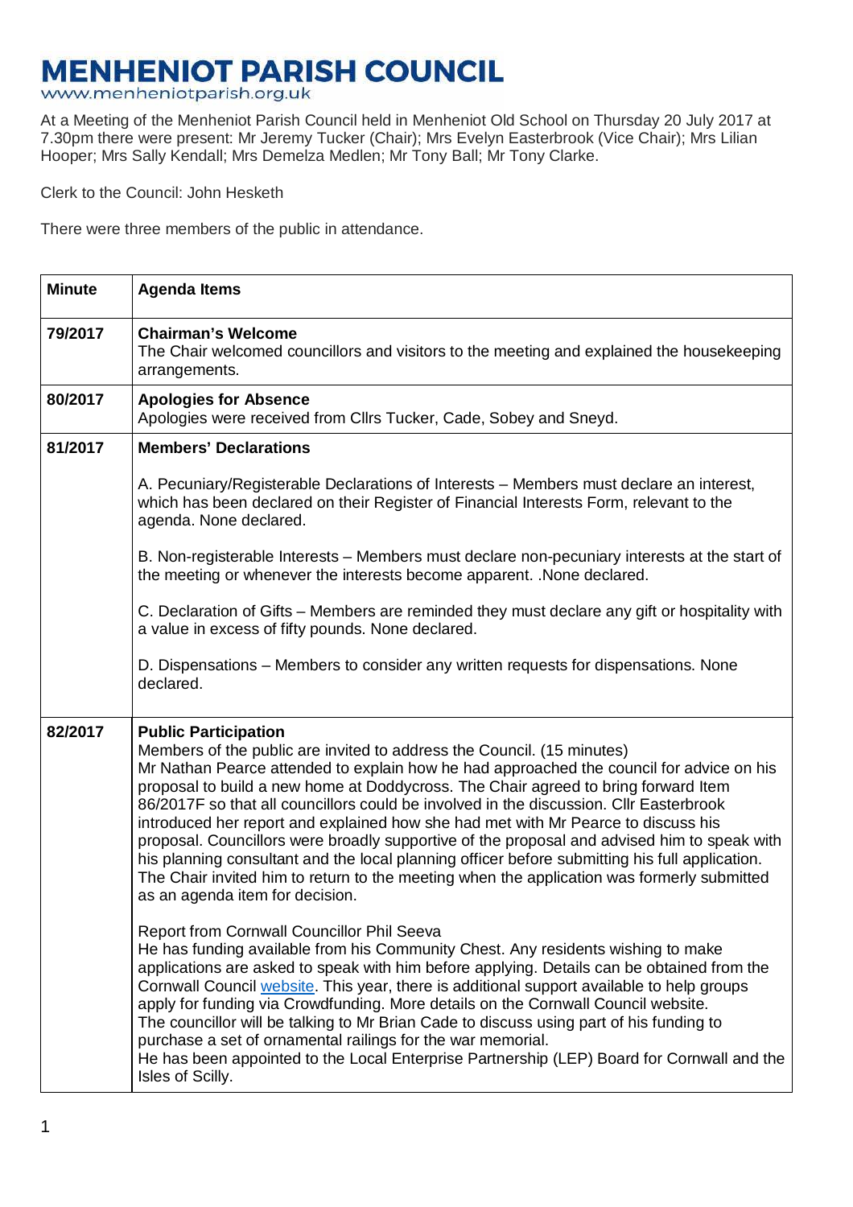# MENHENIOT PARISH COUNCIL

www.menheniotparish.org.uk

At a Meeting of the Menheniot Parish Council held in Menheniot Old School on Thursday 20 July 2017 at 7.30pm there were present: Mr Jeremy Tucker (Chair); Mrs Evelyn Easterbrook (Vice Chair); Mrs Lilian Hooper; Mrs Sally Kendall; Mrs Demelza Medlen; Mr Tony Ball; Mr Tony Clarke.

Clerk to the Council: John Hesketh

There were three members of the public in attendance.

| Minute | Agenda Items |
|---|---|
| 79/2017 | **Chairman's Welcome**<br>The Chair welcomed councillors and visitors to the meeting and explained the housekeeping arrangements. |
| 80/2017 | **Apologies for Absence**<br>Apologies were received from Cllrs Tucker, Cade, Sobey and Sneyd. |
| 81/2017 | **Members' Declarations**<br><br>A. Pecuniary/Registerable Declarations of Interests – Members must declare an interest, which has been declared on their Register of Financial Interests Form, relevant to the agenda. None declared.<br><br>B. Non-registerable Interests – Members must declare non-pecuniary interests at the start of the meeting or whenever the interests become apparent. .None declared.<br><br>C. Declaration of Gifts – Members are reminded they must declare any gift or hospitality with a value in excess of fifty pounds. None declared.<br><br>D. Dispensations – Members to consider any written requests for dispensations. None declared. |
| 82/2017 | **Public Participation**<br>Members of the public are invited to address the Council. (15 minutes)<br>Mr Nathan Pearce attended to explain how he had approached the council for advice on his proposal to build a new home at Doddycross. The Chair agreed to bring forward Item 86/2017F so that all councillors could be involved in the discussion. Cllr Easterbrook introduced her report and explained how she had met with Mr Pearce to discuss his proposal. Councillors were broadly supportive of the proposal and advised him to speak with his planning consultant and the local planning officer before submitting his full application. The Chair invited him to return to the meeting when the application was formerly submitted as an agenda item for decision.<br><br>Report from Cornwall Councillor Phil Seeva<br>He has funding available from his Community Chest. Any residents wishing to make applications are asked to speak with him before applying. Details can be obtained from the Cornwall Council website. This year, there is additional support available to help groups apply for funding via Crowdfunding. More details on the Cornwall Council website.<br>The councillor will be talking to Mr Brian Cade to discuss using part of his funding to purchase a set of ornamental railings for the war memorial.<br>He has been appointed to the Local Enterprise Partnership (LEP) Board for Cornwall and the Isles of Scilly. |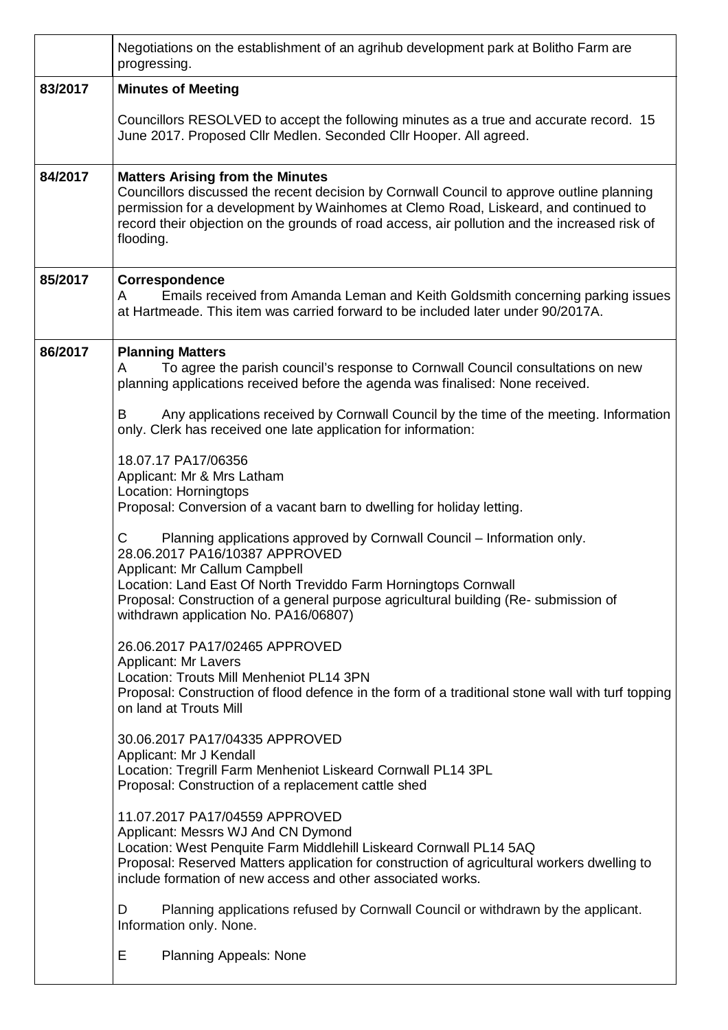| | |
|---|---|
| | Negotiations on the establishment of an agrihub development park at Bolitho Farm are progressing. |
| 83/2017 | **Minutes of Meeting**<br><br>Councillors RESOLVED to accept the following minutes as a true and accurate record. 15 June 2017. Proposed Cllr Medlen. Seconded Cllr Hooper. All agreed. |
| 84/2017 | **Matters Arising from the Minutes**<br>Councillors discussed the recent decision by Cornwall Council to approve outline planning permission for a development by Wainhomes at Clemo Road, Liskeard, and continued to record their objection on the grounds of road access, air pollution and the increased risk of flooding. |
| 85/2017 | **Correspondence**<br>A Emails received from Amanda Leman and Keith Goldsmith concerning parking issues at Hartmeade. This item was carried forward to be included later under 90/2017A. |
| 86/2017 | **Planning Matters**<br>A To agree the parish council's response to Cornwall Council consultations on new planning applications received before the agenda was finalised: None received.<br><br>B Any applications received by Cornwall Council by the time of the meeting. Information only. Clerk has received one late application for information:<br><br>18.07.17 PA17/06356<br>Applicant: Mr & Mrs Latham<br>Location: Horningtops<br>Proposal: Conversion of a vacant barn to dwelling for holiday letting.<br><br>C Planning applications approved by Cornwall Council – Information only.<br>28.06.2017 PA16/10387 APPROVED<br>Applicant: Mr Callum Campbell<br>Location: Land East Of North Treviddo Farm Horningtops Cornwall<br>Proposal: Construction of a general purpose agricultural building (Re- submission of withdrawn application No. PA16/06807)<br><br>26.06.2017 PA17/02465 APPROVED<br>Applicant: Mr Lavers<br>Location: Trouts Mill Menheniot PL14 3PN<br>Proposal: Construction of flood defence in the form of a traditional stone wall with turf topping on land at Trouts Mill<br><br>30.06.2017 PA17/04335 APPROVED<br>Applicant: Mr J Kendall<br>Location: Tregrill Farm Menheniot Liskeard Cornwall PL14 3PL<br>Proposal: Construction of a replacement cattle shed<br><br>11.07.2017 PA17/04559 APPROVED<br>Applicant: Messrs WJ And CN Dymond<br>Location: West Penquite Farm Middlehill Liskeard Cornwall PL14 5AQ<br>Proposal: Reserved Matters application for construction of agricultural workers dwelling to include formation of new access and other associated works.<br><br>D Planning applications refused by Cornwall Council or withdrawn by the applicant. Information only. None.<br><br>E Planning Appeals: None |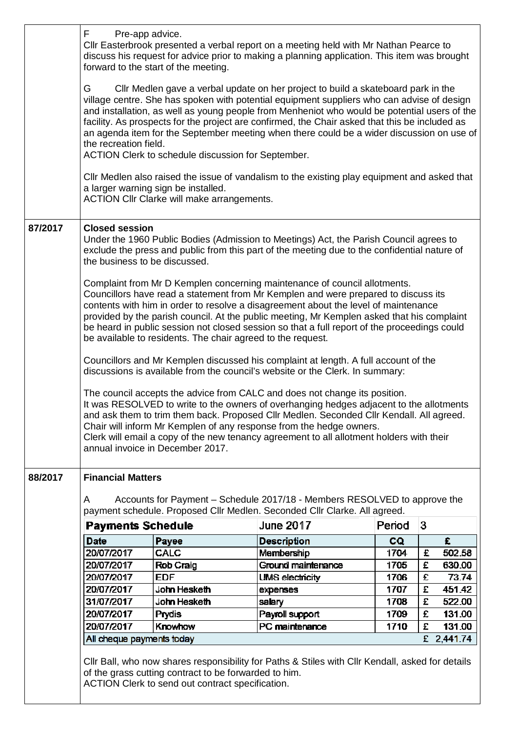F Pre-app advice.
Cllr Easterbrook presented a verbal report on a meeting held with Mr Nathan Pearce to discuss his request for advice prior to making a planning application. This item was brought forward to the start of the meeting.

G Cllr Medlen gave a verbal update on her project to build a skateboard park in the village centre. She has spoken with potential equipment suppliers who can advise of design and installation, as well as young people from Menheniot who would be potential users of the facility. As prospects for the project are confirmed, the Chair asked that this be included as an agenda item for the September meeting when there could be a wider discussion on use of the recreation field.
ACTION Clerk to schedule discussion for September.

Cllr Medlen also raised the issue of vandalism to the existing play equipment and asked that a larger warning sign be installed.
ACTION Cllr Clarke will make arrangements.

## 87/2017 Closed session

Under the 1960 Public Bodies (Admission to Meetings) Act, the Parish Council agrees to exclude the press and public from this part of the meeting due to the confidential nature of the business to be discussed.

Complaint from Mr D Kemplen concerning maintenance of council allotments.
Councillors have read a statement from Mr Kemplen and were prepared to discuss its contents with him in order to resolve a disagreement about the level of maintenance provided by the parish council. At the public meeting, Mr Kemplen asked that his complaint be heard in public session not closed session so that a full report of the proceedings could be available to residents. The chair agreed to the request.

Councillors and Mr Kemplen discussed his complaint at length. A full account of the discussions is available from the council's website or the Clerk. In summary:

The council accepts the advice from CALC and does not change its position.
It was RESOLVED to write to the owners of overhanging hedges adjacent to the allotments and ask them to trim them back. Proposed Cllr Medlen. Seconded Cllr Kendall. All agreed.
Chair will inform Mr Kemplen of any response from the hedge owners.
Clerk will email a copy of the new tenancy agreement to all allotment holders with their annual invoice in December 2017.

## 88/2017 Financial Matters

A Accounts for Payment – Schedule 2017/18 - Members RESOLVED to approve the payment schedule. Proposed Cllr Medlen. Seconded Cllr Clarke. All agreed.

| Payments Schedule | | June 2017 | Period | 3 |
|---|---|---|---|---|
| **Date** | **Payee** | **Description** | **CQ** | **£** |
| 20/07/2017 | CALC | Membership | 1704 | £ 502.58 |
| 20/07/2017 | Rob Craig | Ground maintenance | 1705 | £ 630.00 |
| 20/07/2017 | EDF | UMS electricity | 1706 | £ 73.74 |
| 20/07/2017 | John Hesketh | expenses | 1707 | £ 451.42 |
| 31/07/2017 | John Hesketh | salary | 1708 | £ 522.00 |
| 20/07/2017 | Prydis | Payroll support | 1709 | £ 131.00 |
| 20/07/2017 | Knowhow | PC maintenance | 1710 | £ 131.00 |
| All cheque payments today | | | | £ 2,441.74 |

Cllr Ball, who now shares responsibility for Paths & Stiles with Cllr Kendall, asked for details of the grass cutting contract to be forwarded to him.
ACTION Clerk to send out contract specification.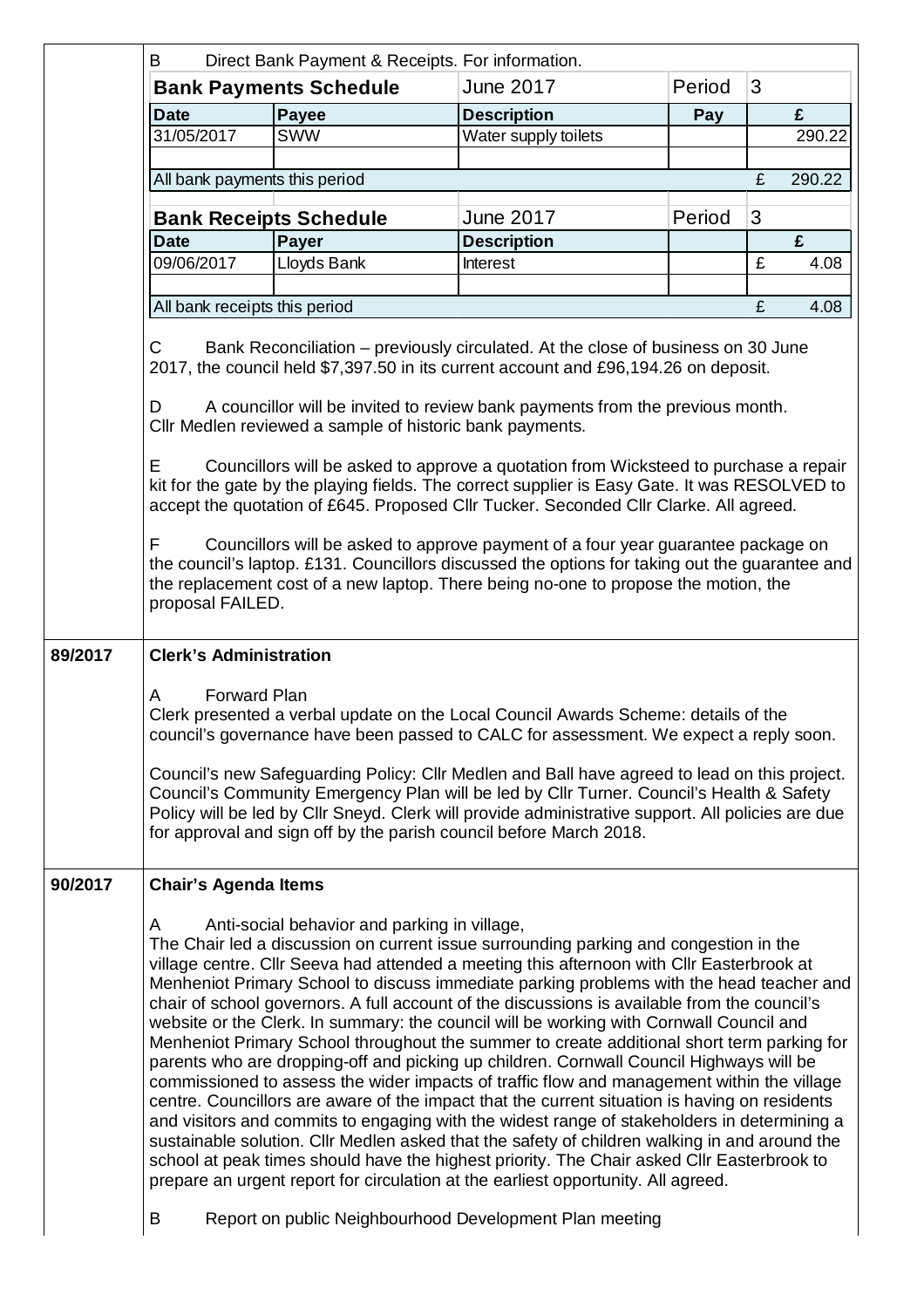B Direct Bank Payment & Receipts. For information.

| **Bank Payments Schedule** | | June 2017 | Period | 3 |
|---|---|---|---|---|
| **Date** | **Payee** | **Description** | **Pay** | **£** |
| 31/05/2017 | SWW | Water supply toilets | | 290.22 |
| | | | | |
| All bank payments this period | | | | £ 290.22 |

| **Bank Receipts Schedule** | | June 2017 | Period | 3 |
|---|---|---|---|---|
| **Date** | **Payer** | **Description** | | **£** |
| 09/06/2017 | Lloyds Bank | Interest | | £ 4.08 |
| | | | | |
| All bank receipts this period | | | | £ 4.08 |

C Bank Reconciliation – previously circulated. At the close of business on 30 June 2017, the council held $7,397.50 in its current account and £96,194.26 on deposit.

D A councillor will be invited to review bank payments from the previous month. Cllr Medlen reviewed a sample of historic bank payments.

E Councillors will be asked to approve a quotation from Wicksteed to purchase a repair kit for the gate by the playing fields. The correct supplier is Easy Gate. It was RESOLVED to accept the quotation of £645. Proposed Cllr Tucker. Seconded Cllr Clarke. All agreed.

F Councillors will be asked to approve payment of a four year guarantee package on the council's laptop. £131. Councillors discussed the options for taking out the guarantee and the replacement cost of a new laptop. There being no-one to propose the motion, the proposal FAILED.

**89/2017 Clerk's Administration**

A Forward Plan

Clerk presented a verbal update on the Local Council Awards Scheme: details of the council's governance have been passed to CALC for assessment. We expect a reply soon.

Council's new Safeguarding Policy: Cllr Medlen and Ball have agreed to lead on this project. Council's Community Emergency Plan will be led by Cllr Turner. Council's Health & Safety Policy will be led by Cllr Sneyd. Clerk will provide administrative support. All policies are due for approval and sign off by the parish council before March 2018.

**90/2017 Chair's Agenda Items**

A Anti-social behavior and parking in village,

The Chair led a discussion on current issue surrounding parking and congestion in the village centre. Cllr Seeva had attended a meeting this afternoon with Cllr Easterbrook at Menheniot Primary School to discuss immediate parking problems with the head teacher and chair of school governors. A full account of the discussions is available from the council's website or the Clerk. In summary: the council will be working with Cornwall Council and Menheniot Primary School throughout the summer to create additional short term parking for parents who are dropping-off and picking up children. Cornwall Council Highways will be commissioned to assess the wider impacts of traffic flow and management within the village centre. Councillors are aware of the impact that the current situation is having on residents and visitors and commits to engaging with the widest range of stakeholders in determining a sustainable solution. Cllr Medlen asked that the safety of children walking in and around the school at peak times should have the highest priority. The Chair asked Cllr Easterbrook to prepare an urgent report for circulation at the earliest opportunity. All agreed.

B Report on public Neighbourhood Development Plan meeting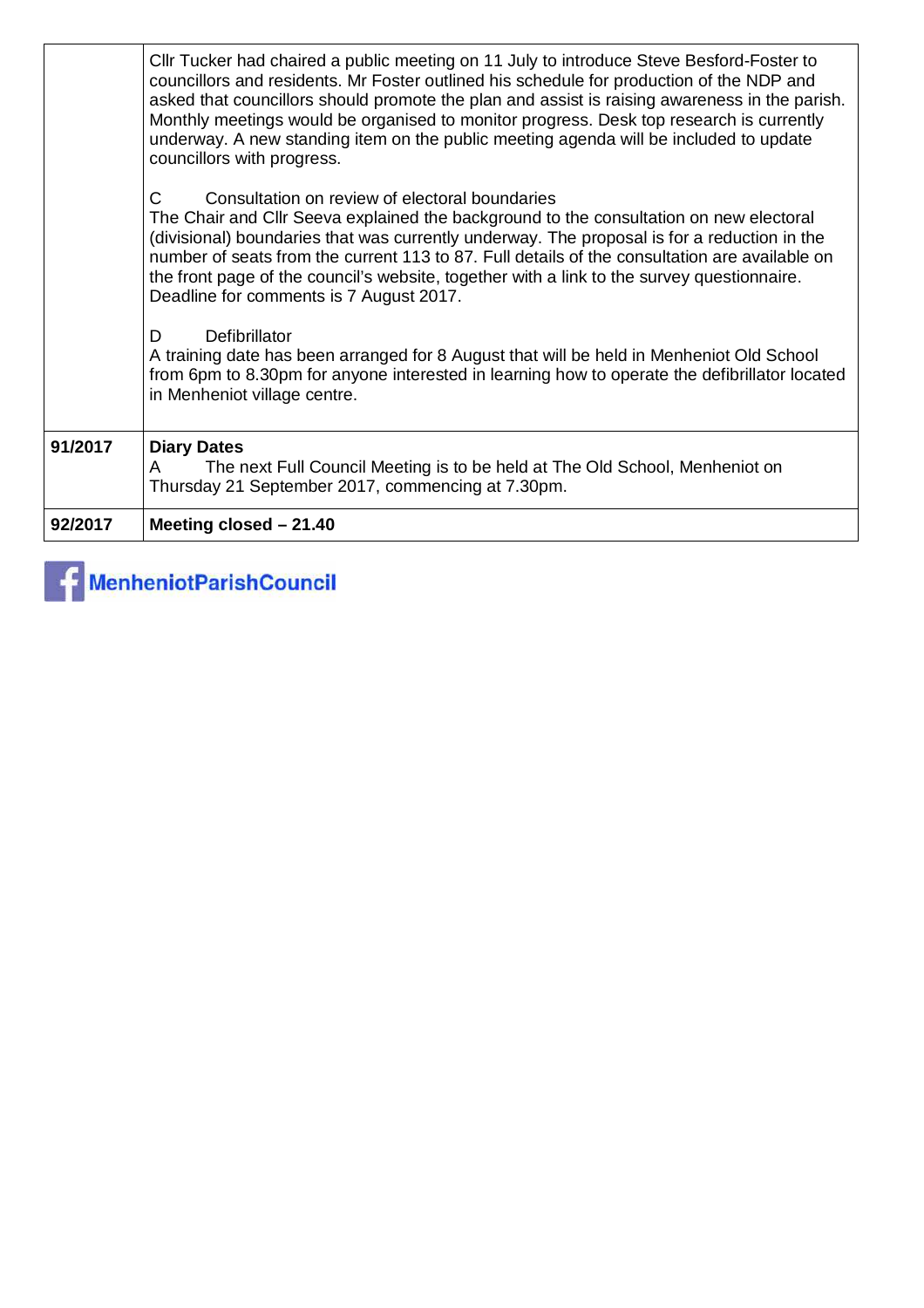| | |
|---|---|
| | Cllr Tucker had chaired a public meeting on 11 July to introduce Steve Besford-Foster to councillors and residents. Mr Foster outlined his schedule for production of the NDP and asked that councillors should promote the plan and assist is raising awareness in the parish. Monthly meetings would be organised to monitor progress. Desk top research is currently underway. A new standing item on the public meeting agenda will be included to update councillors with progress.<br><br>C Consultation on review of electoral boundaries<br>The Chair and Cllr Seeva explained the background to the consultation on new electoral (divisional) boundaries that was currently underway. The proposal is for a reduction in the number of seats from the current 113 to 87. Full details of the consultation are available on the front page of the council's website, together with a link to the survey questionnaire. Deadline for comments is 7 August 2017.<br><br>D Defibrillator<br>A training date has been arranged for 8 August that will be held in Menheniot Old School from 6pm to 8.30pm for anyone interested in learning how to operate the defibrillator located in Menheniot village centre. |
| **91/2017** | **Diary Dates**<br>A The next Full Council Meeting is to be held at The Old School, Menheniot on Thursday 21 September 2017, commencing at 7.30pm. |
| **92/2017** | **Meeting closed – 21.40** |

**MenheniotParishCouncil**